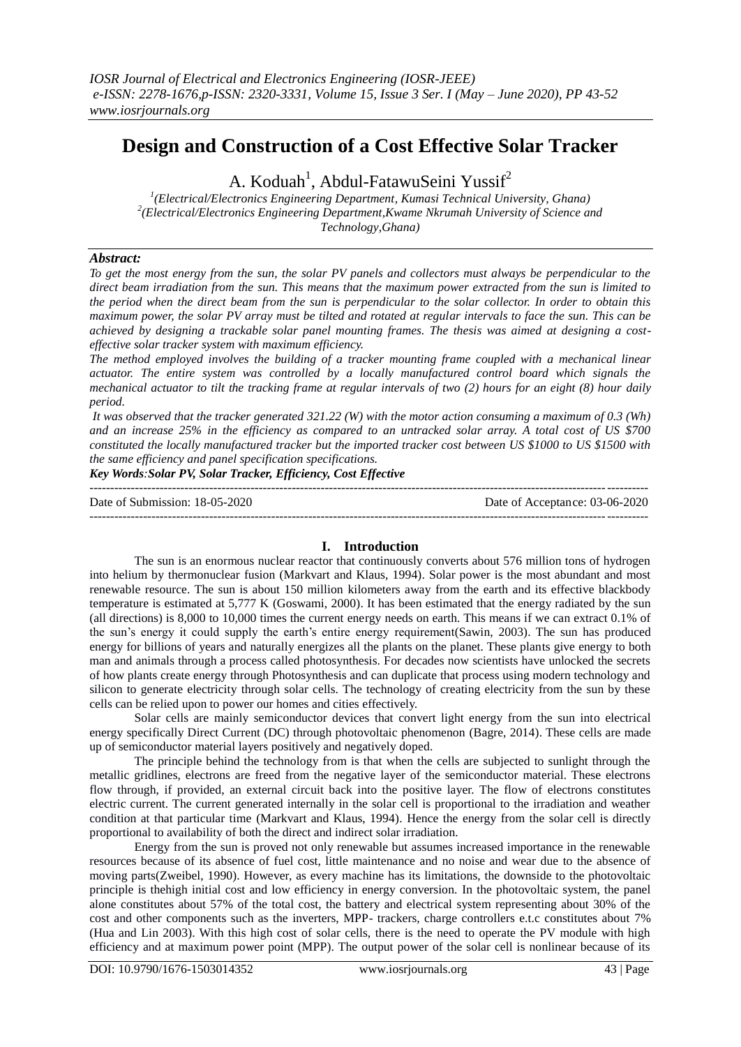# Design and Construction of a Cost Effective Solar Tracker

A. Koduah[1], Abdul-FatawuSeini Yussif[2]

[1](Electrical/Electronics Engineering Department, Kumasi Technical University, Ghana)
[2](Electrical/Electronics Engineering Department,Kwame Nkrumah University of Science and Technology,Ghana)

## Abstract:

*To get the most energy from the sun, the solar PV panels and collectors must always be perpendicular to the direct beam irradiation from the sun. This means that the maximum power extracted from the sun is limited to the period when the direct beam from the sun is perpendicular to the solar collector. In order to obtain this maximum power, the solar PV array must be tilted and rotated at regular intervals to face the sun. This can be achieved by designing a trackable solar panel mounting frames. The thesis was aimed at designing a cost-effective solar tracker system with maximum efficiency.*

*The method employed involves the building of a tracker mounting frame coupled with a mechanical linear actuator. The entire system was controlled by a locally manufactured control board which signals the mechanical actuator to tilt the tracking frame at regular intervals of two (2) hours for an eight (8) hour daily period.*

*It was observed that the tracker generated 321.22 (W) with the motor action consuming a maximum of 0.3 (Wh) and an increase 25% in the efficiency as compared to an untracked solar array. A total cost of US $700 constituted the locally manufactured tracker but the imported tracker cost between US $1000 to US $1500 with the same efficiency and panel specification specifications.*

***Key Words**:**Solar PV, Solar Tracker, Efficiency, Cost Effective***

Date of Submission: 18-05-2020 Date of Acceptance: 03-06-2020

## I. Introduction

The sun is an enormous nuclear reactor that continuously converts about 576 million tons of hydrogen into helium by thermonuclear fusion (Markvart and Klaus, 1994). Solar power is the most abundant and most renewable resource. The sun is about 150 million kilometers away from the earth and its effective blackbody temperature is estimated at 5,777 K (Goswami, 2000). It has been estimated that the energy radiated by the sun (all directions) is 8,000 to 10,000 times the current energy needs on earth. This means if we can extract 0.1% of the sun's energy it could supply the earth's entire energy requirement(Sawin, 2003). The sun has produced energy for billions of years and naturally energizes all the plants on the planet. These plants give energy to both man and animals through a process called photosynthesis. For decades now scientists have unlocked the secrets of how plants create energy through Photosynthesis and can duplicate that process using modern technology and silicon to generate electricity through solar cells. The technology of creating electricity from the sun by these cells can be relied upon to power our homes and cities effectively.

Solar cells are mainly semiconductor devices that convert light energy from the sun into electrical energy specifically Direct Current (DC) through photovoltaic phenomenon (Bagre, 2014). These cells are made up of semiconductor material layers positively and negatively doped.

The principle behind the technology from is that when the cells are subjected to sunlight through the metallic gridlines, electrons are freed from the negative layer of the semiconductor material. These electrons flow through, if provided, an external circuit back into the positive layer. The flow of electrons constitutes electric current. The current generated internally in the solar cell is proportional to the irradiation and weather condition at that particular time (Markvart and Klaus, 1994). Hence the energy from the solar cell is directly proportional to availability of both the direct and indirect solar irradiation.

Energy from the sun is proved not only renewable but assumes increased importance in the renewable resources because of its absence of fuel cost, little maintenance and no noise and wear due to the absence of moving parts(Zweibel, 1990). However, as every machine has its limitations, the downside to the photovoltaic principle is thehigh initial cost and low efficiency in energy conversion. In the photovoltaic system, the panel alone constitutes about 57% of the total cost, the battery and electrical system representing about 30% of the cost and other components such as the inverters, MPP- trackers, charge controllers e.t.c constitutes about 7% (Hua and Lin 2003). With this high cost of solar cells, there is the need to operate the PV module with high efficiency and at maximum power point (MPP). The output power of the solar cell is nonlinear because of its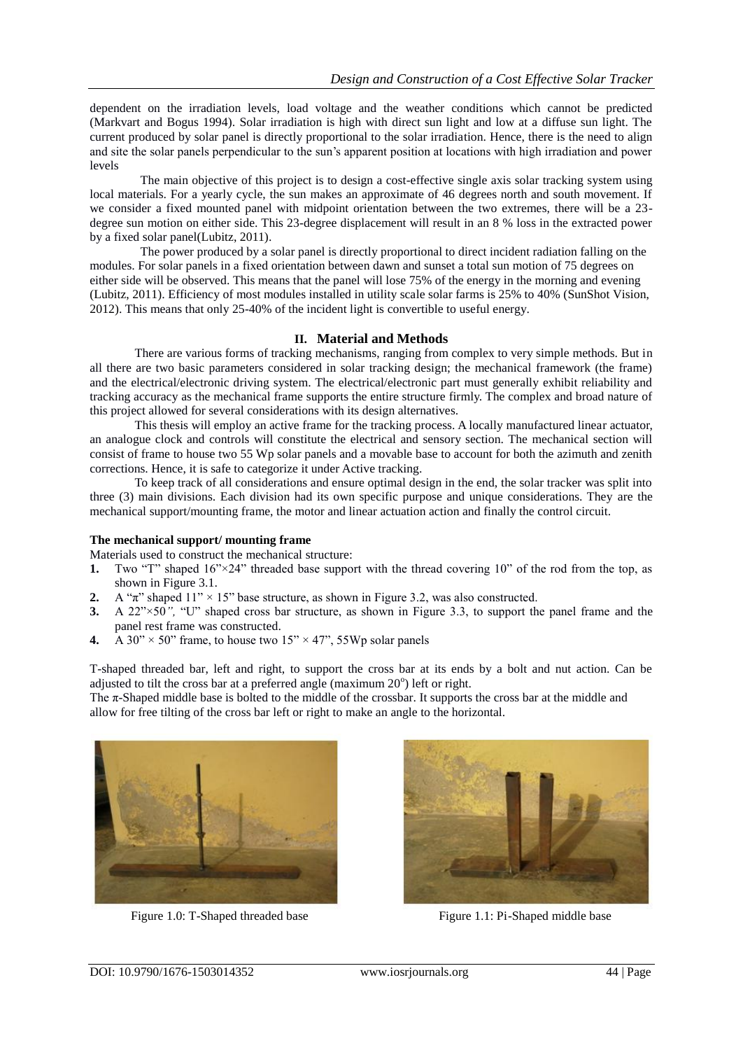dependent on the irradiation levels, load voltage and the weather conditions which cannot be predicted (Markvart and Bogus 1994). Solar irradiation is high with direct sun light and low at a diffuse sun light. The current produced by solar panel is directly proportional to the solar irradiation. Hence, there is the need to align and site the solar panels perpendicular to the sun's apparent position at locations with high irradiation and power levels

The main objective of this project is to design a cost-effective single axis solar tracking system using local materials. For a yearly cycle, the sun makes an approximate of 46 degrees north and south movement. If we consider a fixed mounted panel with midpoint orientation between the two extremes, there will be a 23-degree sun motion on either side. This 23-degree displacement will result in an 8 % loss in the extracted power by a fixed solar panel(Lubitz, 2011).

The power produced by a solar panel is directly proportional to direct incident radiation falling on the modules. For solar panels in a fixed orientation between dawn and sunset a total sun motion of 75 degrees on either side will be observed. This means that the panel will lose 75% of the energy in the morning and evening (Lubitz, 2011). Efficiency of most modules installed in utility scale solar farms is 25% to 40% (SunShot Vision, 2012). This means that only 25-40% of the incident light is convertible to useful energy.

## II. Material and Methods

There are various forms of tracking mechanisms, ranging from complex to very simple methods. But in all there are two basic parameters considered in solar tracking design; the mechanical framework (the frame) and the electrical/electronic driving system. The electrical/electronic part must generally exhibit reliability and tracking accuracy as the mechanical frame supports the entire structure firmly. The complex and broad nature of this project allowed for several considerations with its design alternatives.

This thesis will employ an active frame for the tracking process. A locally manufactured linear actuator, an analogue clock and controls will constitute the electrical and sensory section. The mechanical section will consist of frame to house two 55 Wp solar panels and a movable base to account for both the azimuth and zenith corrections. Hence, it is safe to categorize it under Active tracking.

To keep track of all considerations and ensure optimal design in the end, the solar tracker was split into three (3) main divisions. Each division had its own specific purpose and unique considerations. They are the mechanical support/mounting frame, the motor and linear actuation action and finally the control circuit.

### The mechanical support/ mounting frame

Materials used to construct the mechanical structure:

1. Two "T" shaped 16"×24" threaded base support with the thread covering 10" of the rod from the top, as shown in Figure 3.1.
2. A "π" shaped 11" × 15" base structure, as shown in Figure 3.2, was also constructed.
3. A 22"×50*"*, "U" shaped cross bar structure, as shown in Figure 3.3, to support the panel frame and the panel rest frame was constructed.
4. A 30" × 50" frame, to house two 15" × 47", 55Wp solar panels

T-shaped threaded bar, left and right, to support the cross bar at its ends by a bolt and nut action. Can be adjusted to tilt the cross bar at a preferred angle (maximum 20$^{o}$) left or right.

The π-Shaped middle base is bolted to the middle of the crossbar. It supports the cross bar at the middle and allow for free tilting of the cross bar left or right to make an angle to the horizontal.

Figure 1.0: T-Shaped threaded base

Figure 1.1: Pi-Shaped middle base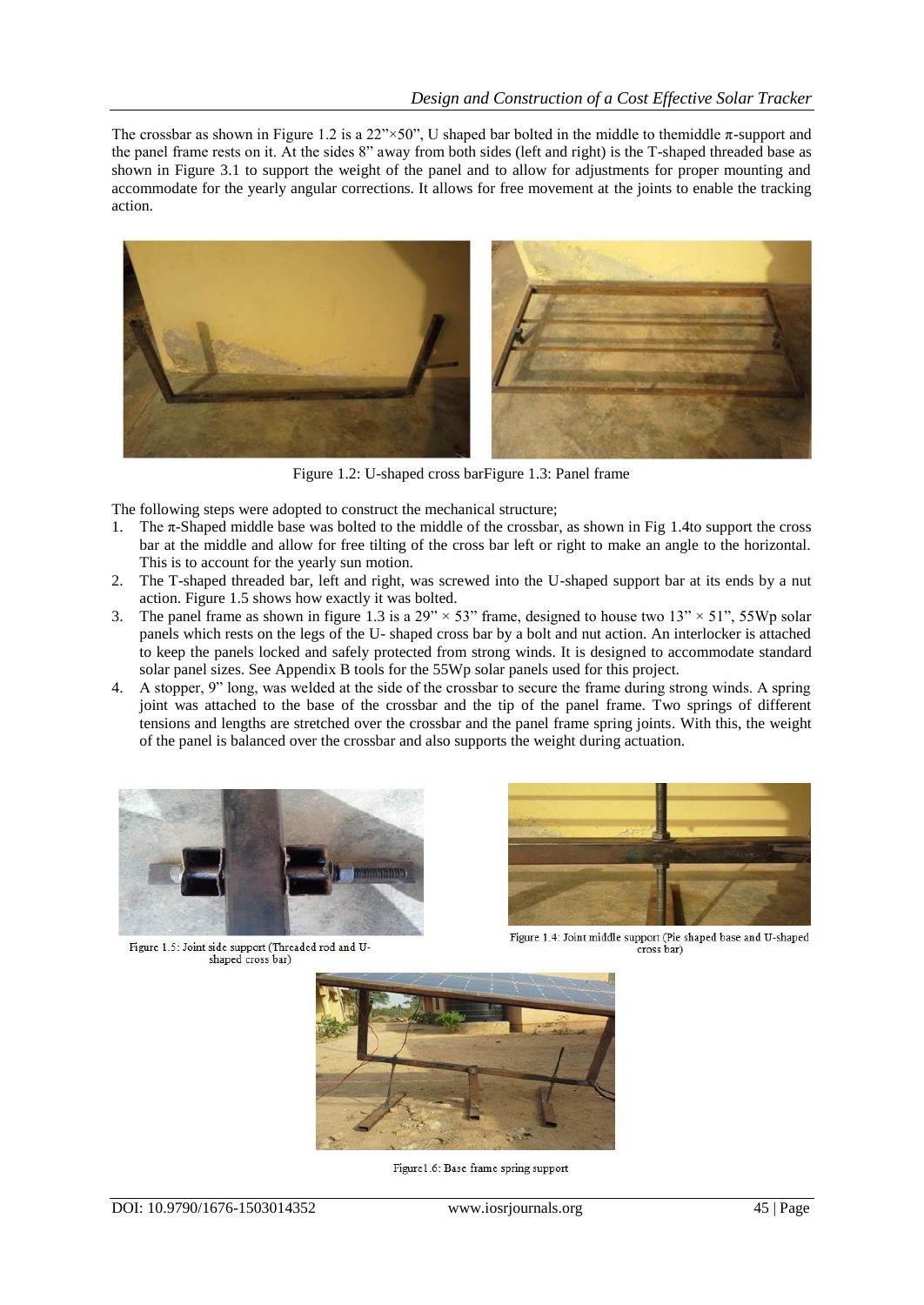The crossbar as shown in Figure 1.2 is a 22”×50”, U shaped bar bolted in the middle to themiddle π-support and the panel frame rests on it. At the sides 8” away from both sides (left and right) is the T-shaped threaded base as shown in Figure 3.1 to support the weight of the panel and to allow for adjustments for proper mounting and accommodate for the yearly angular corrections. It allows for free movement at the joints to enable the tracking action.

Figure 1.2: U-shaped cross barFigure 1.3: Panel frame

The following steps were adopted to construct the mechanical structure;

1. The π-Shaped middle base was bolted to the middle of the crossbar, as shown in Fig 1.4to support the cross bar at the middle and allow for free tilting of the cross bar left or right to make an angle to the horizontal. This is to account for the yearly sun motion.
2. The T-shaped threaded bar, left and right, was screwed into the U-shaped support bar at its ends by a nut action. Figure 1.5 shows how exactly it was bolted.
3. The panel frame as shown in figure 1.3 is a 29” × 53” frame, designed to house two 13” × 51”, 55Wp solar panels which rests on the legs of the U- shaped cross bar by a bolt and nut action. An interlocker is attached to keep the panels locked and safely protected from strong winds. It is designed to accommodate standard solar panel sizes. See Appendix B tools for the 55Wp solar panels used for this project.
4. A stopper, 9” long, was welded at the side of the crossbar to secure the frame during strong winds. A spring joint was attached to the base of the crossbar and the tip of the panel frame. Two springs of different tensions and lengths are stretched over the crossbar and the panel frame spring joints. With this, the weight of the panel is balanced over the crossbar and also supports the weight during actuation.

Figure 1.5: Joint side support (Threaded rod and U-shaped cross bar)

Figure 1.4: Joint middle support (Pie shaped base and U-shaped cross bar)

Figure1.6: Base frame spring support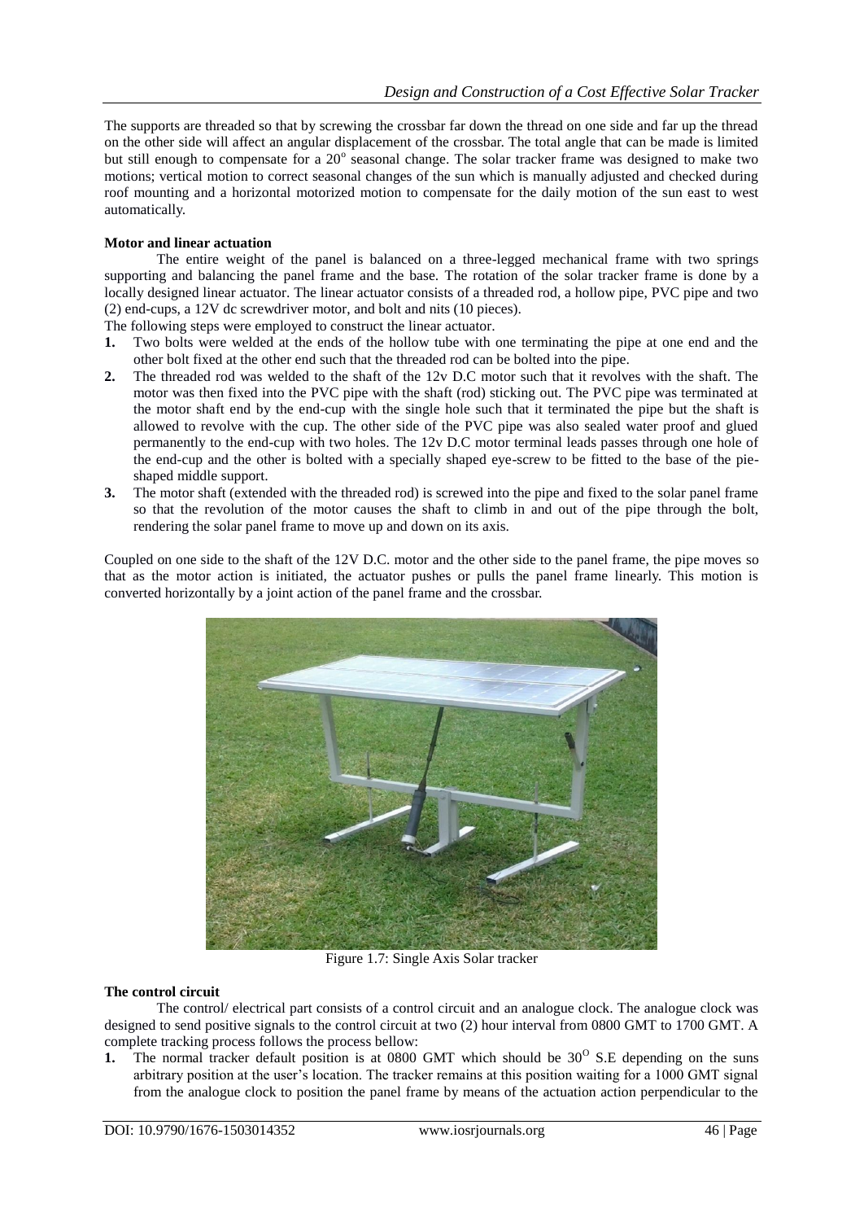The supports are threaded so that by screwing the crossbar far down the thread on one side and far up the thread on the other side will affect an angular displacement of the crossbar. The total angle that can be made is limited but still enough to compensate for a $20^o$ seasonal change. The solar tracker frame was designed to make two motions; vertical motion to correct seasonal changes of the sun which is manually adjusted and checked during roof mounting and a horizontal motorized motion to compensate for the daily motion of the sun east to west automatically.

**Motor and linear actuation**

The entire weight of the panel is balanced on a three-legged mechanical frame with two springs supporting and balancing the panel frame and the base. The rotation of the solar tracker frame is done by a locally designed linear actuator. The linear actuator consists of a threaded rod, a hollow pipe, PVC pipe and two (2) end-cups, a 12V dc screwdriver motor, and bolt and nits (10 pieces).

The following steps were employed to construct the linear actuator.

1. Two bolts were welded at the ends of the hollow tube with one terminating the pipe at one end and the other bolt fixed at the other end such that the threaded rod can be bolted into the pipe.
2. The threaded rod was welded to the shaft of the 12v D.C motor such that it revolves with the shaft. The motor was then fixed into the PVC pipe with the shaft (rod) sticking out. The PVC pipe was terminated at the motor shaft end by the end-cup with the single hole such that it terminated the pipe but the shaft is allowed to revolve with the cup. The other side of the PVC pipe was also sealed water proof and glued permanently to the end-cup with two holes. The 12v D.C motor terminal leads passes through one hole of the end-cup and the other is bolted with a specially shaped eye-screw to be fitted to the base of the pie-shaped middle support.
3. The motor shaft (extended with the threaded rod) is screwed into the pipe and fixed to the solar panel frame so that the revolution of the motor causes the shaft to climb in and out of the pipe through the bolt, rendering the solar panel frame to move up and down on its axis.

Coupled on one side to the shaft of the 12V D.C. motor and the other side to the panel frame, the pipe moves so that as the motor action is initiated, the actuator pushes or pulls the panel frame linearly. This motion is converted horizontally by a joint action of the panel frame and the crossbar.

Figure 1.7: Single Axis Solar tracker

**The control circuit**

The control/ electrical part consists of a control circuit and an analogue clock. The analogue clock was designed to send positive signals to the control circuit at two (2) hour interval from 0800 GMT to 1700 GMT. A complete tracking process follows the process bellow:

1. The normal tracker default position is at 0800 GMT which should be $30^O$ S.E depending on the suns arbitrary position at the user's location. The tracker remains at this position waiting for a 1000 GMT signal from the analogue clock to position the panel frame by means of the actuation action perpendicular to the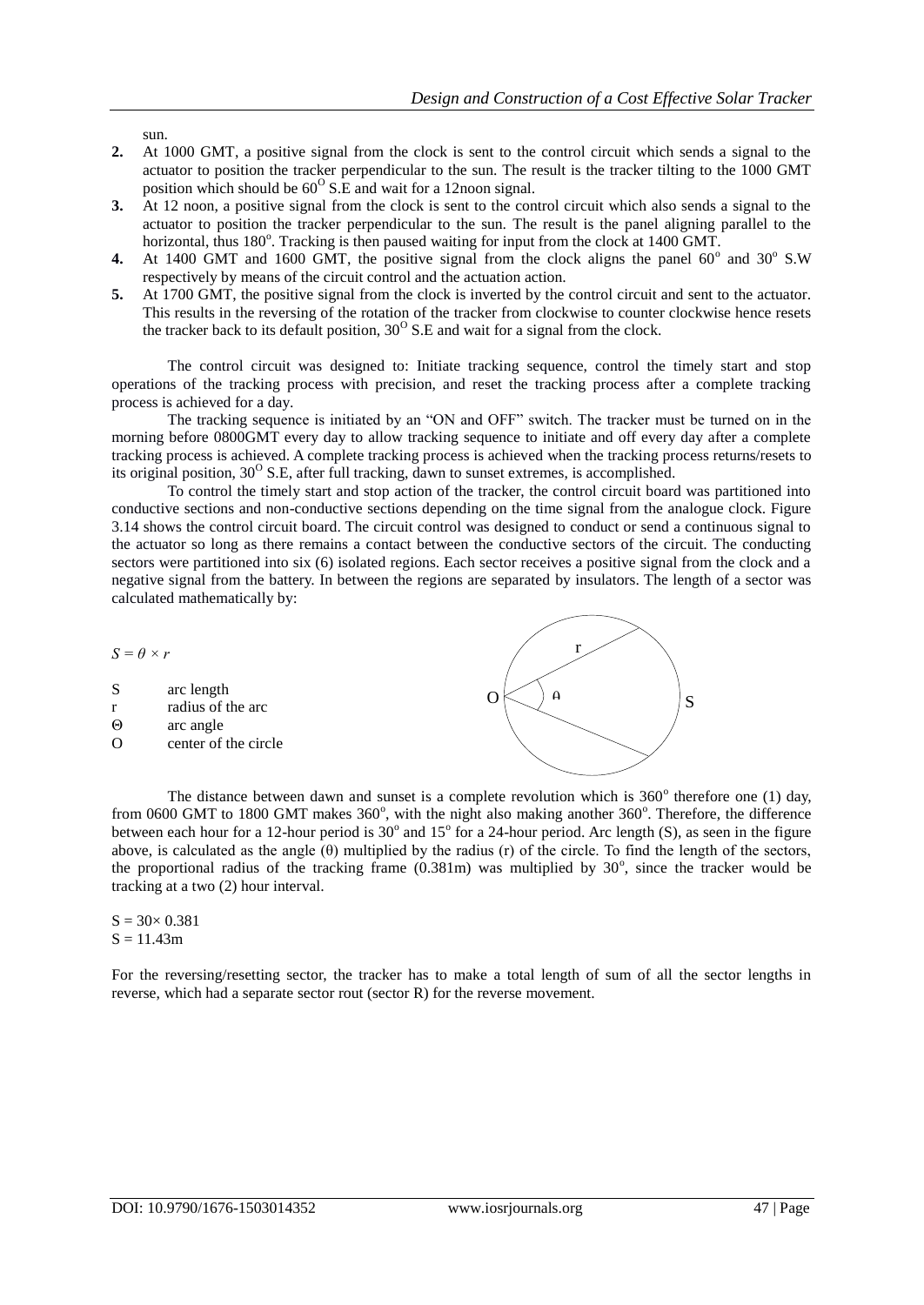sun.

2. At 1000 GMT, a positive signal from the clock is sent to the control circuit which sends a signal to the actuator to position the tracker perpendicular to the sun. The result is the tracker tilting to the 1000 GMT position which should be $60^{O}$ S.E and wait for a 12noon signal.
3. At 12 noon, a positive signal from the clock is sent to the control circuit which also sends a signal to the actuator to position the tracker perpendicular to the sun. The result is the panel aligning parallel to the horizontal, thus $180^{o}$. Tracking is then paused waiting for input from the clock at 1400 GMT.
4. At 1400 GMT and 1600 GMT, the positive signal from the clock aligns the panel $60^{o}$ and $30^{o}$ S.W respectively by means of the circuit control and the actuation action.
5. At 1700 GMT, the positive signal from the clock is inverted by the control circuit and sent to the actuator. This results in the reversing of the rotation of the tracker from clockwise to counter clockwise hence resets the tracker back to its default position, $30^{O}$ S.E and wait for a signal from the clock.

The control circuit was designed to: Initiate tracking sequence, control the timely start and stop operations of the tracking process with precision, and reset the tracking process after a complete tracking process is achieved for a day.

The tracking sequence is initiated by an "ON and OFF" switch. The tracker must be turned on in the morning before 0800GMT every day to allow tracking sequence to initiate and off every day after a complete tracking process is achieved. A complete tracking process is achieved when the tracking process returns/resets to its original position, $30^{O}$ S.E, after full tracking, dawn to sunset extremes, is accomplished.

To control the timely start and stop action of the tracker, the control circuit board was partitioned into conductive sections and non-conductive sections depending on the time signal from the analogue clock. Figure 3.14 shows the control circuit board. The circuit control was designed to conduct or send a continuous signal to the actuator so long as there remains a contact between the conductive sectors of the circuit. The conducting sectors were partitioned into six (6) isolated regions. Each sector receives a positive signal from the clock and a negative signal from the battery. In between the regions are separated by insulators. The length of a sector was calculated mathematically by:

$S = \theta \times r$

| | |
|---|---|
| S | arc length |
| r | radius of the arc |
| Θ | arc angle |
| O | center of the circle |

The distance between dawn and sunset is a complete revolution which is $360^{o}$ therefore one (1) day, from 0600 GMT to 1800 GMT makes $360^{o}$, with the night also making another $360^{o}$. Therefore, the difference between each hour for a 12-hour period is $30^{o}$ and $15^{o}$ for a 24-hour period. Arc length (S), as seen in the figure above, is calculated as the angle (θ) multiplied by the radius (r) of the circle. To find the length of the sectors, the proportional radius of the tracking frame (0.381m) was multiplied by $30^{o}$, since the tracker would be tracking at a two (2) hour interval.

$S = 30\times 0.381$
$S = 11.43m$

For the reversing/resetting sector, the tracker has to make a total length of sum of all the sector lengths in reverse, which had a separate sector rout (sector R) for the reverse movement.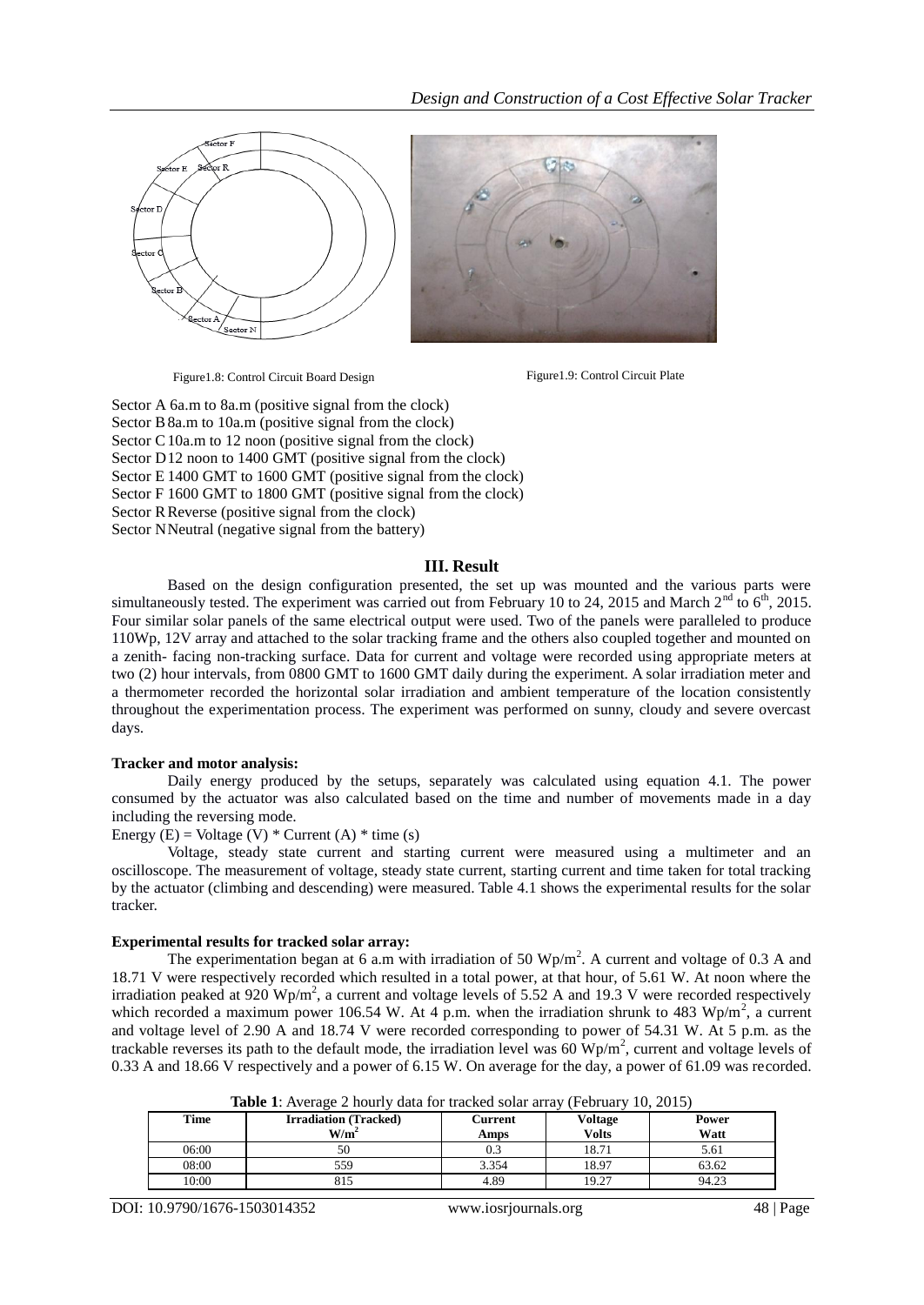Figure1.8: Control Circuit Board Design

Figure1.9: Control Circuit Plate

Sector A 6a.m to 8a.m (positive signal from the clock)
Sector B 8a.m to 10a.m (positive signal from the clock)
Sector C 10a.m to 12 noon (positive signal from the clock)
Sector D 12 noon to 1400 GMT (positive signal from the clock)
Sector E 1400 GMT to 1600 GMT (positive signal from the clock)
Sector F 1600 GMT to 1800 GMT (positive signal from the clock)
Sector R Reverse (positive signal from the clock)
Sector N Neutral (negative signal from the battery)

## III. Result

Based on the design configuration presented, the set up was mounted and the various parts were simultaneously tested. The experiment was carried out from February 10 to 24, 2015 and March 2[nd] to 6[th], 2015. Four similar solar panels of the same electrical output were used. Two of the panels were paralleled to produce 110Wp, 12V array and attached to the solar tracking frame and the others also coupled together and mounted on a zenith- facing non-tracking surface. Data for current and voltage were recorded using appropriate meters at two (2) hour intervals, from 0800 GMT to 1600 GMT daily during the experiment. A solar irradiation meter and a thermometer recorded the horizontal solar irradiation and ambient temperature of the location consistently throughout the experimentation process. The experiment was performed on sunny, cloudy and severe overcast days.

**Tracker and motor analysis:**

Daily energy produced by the setups, separately was calculated using equation 4.1. The power consumed by the actuator was also calculated based on the time and number of movements made in a day including the reversing mode.

Energy (E) = Voltage (V) * Current (A) * time (s)

Voltage, steady state current and starting current were measured using a multimeter and an oscilloscope. The measurement of voltage, steady state current, starting current and time taken for total tracking by the actuator (climbing and descending) were measured. Table 4.1 shows the experimental results for the solar tracker.

**Experimental results for tracked solar array:**

The experimentation began at 6 a.m with irradiation of 50 $Wp/m^2$. A current and voltage of 0.3 A and 18.71 V were respectively recorded which resulted in a total power, at that hour, of 5.61 W. At noon where the irradiation peaked at 920 $Wp/m^2$, a current and voltage levels of 5.52 A and 19.3 V were recorded respectively which recorded a maximum power 106.54 W. At 4 p.m. when the irradiation shrunk to 483 $Wp/m^2$, a current and voltage level of 2.90 A and 18.74 V were recorded corresponding to power of 54.31 W. At 5 p.m. as the trackable reverses its path to the default mode, the irradiation level was 60 $Wp/m^2$, current and voltage levels of 0.33 A and 18.66 V respectively and a power of 6.15 W. On average for the day, a power of 61.09 was recorded.

**Table 1**: Average 2 hourly data for tracked solar array (February 10, 2015)

| Time | Irradiation (Tracked) $W/m^2$ | Current Amps | Voltage Volts | Power Watt |
|---|---|---|---|---|
| 06:00 | 50 | 0.3 | 18.71 | 5.61 |
| 08:00 | 559 | 3.354 | 18.97 | 63.62 |
| 10:00 | 815 | 4.89 | 19.27 | 94.23 |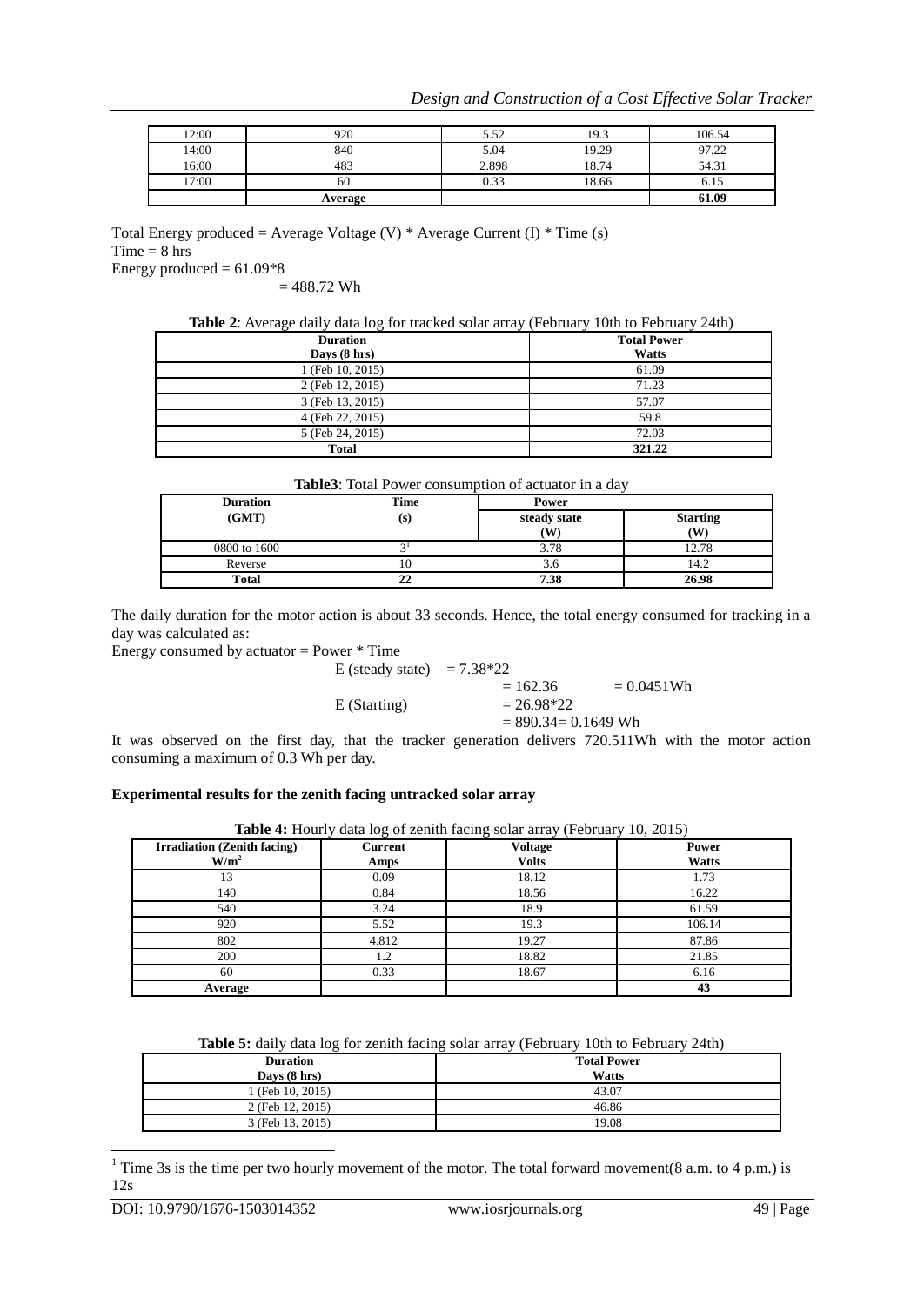| 12:00 | 920 | 5.52 | 19.3 | 106.54 |
|---|---|---|---|---|
| 14:00 | 840 | 5.04 | 19.29 | 97.22 |
| 16:00 | 483 | 2.898 | 18.74 | 54.31 |
| 17:00 | 60 | 0.33 | 18.66 | 6.15 |
| | **Average** | | | **61.09** |

Total Energy produced = Average Voltage (V) * Average Current (I) * Time (s)
Time = 8 hrs
Energy produced = 61.09*8
= 488.72 Wh

**Table 2**: Average daily data log for tracked solar array (February 10th to February 24th)

| **Duration** Days (8 hrs) | **Total Power** Watts |
|---|---|
| 1 (Feb 10, 2015) | 61.09 |
| 2 (Feb 12, 2015) | 71.23 |
| 3 (Feb 13, 2015) | 57.07 |
| 4 (Feb 22, 2015) | 59.8 |
| 5 (Feb 24, 2015) | 72.03 |
| **Total** | **321.22** |

**Table3**: Total Power consumption of actuator in a day

| **Duration (GMT)** | **Time (s)** | **Power** | |
|---|---|---|---|
| | | **steady state (W)** | **Starting (W)** |
| 0800 to 1600 | 3[1] | 3.78 | 12.78 |
| Reverse | 10 | 3.6 | 14.2 |
| **Total** | **22** | **7.38** | **26.98** |

The daily duration for the motor action is about 33 seconds. Hence, the total energy consumed for tracking in a day was calculated as:

Energy consumed by actuator = Power * Time

E (steady state) = 7.38*22
= 162.36 = 0.0451Wh

E (Starting) = 26.98*22
= 890.34= 0.1649 Wh

It was observed on the first day, that the tracker generation delivers 720.511Wh with the motor action consuming a maximum of 0.3 Wh per day.

**Experimental results for the zenith facing untracked solar array**

**Table 4:** Hourly data log of zenith facing solar array (February 10, 2015)

| **Irradiation (Zenith facing)** $W/m^2$ | **Current** Amps | **Voltage** Volts | **Power** Watts |
|---|---|---|---|
| 13 | 0.09 | 18.12 | 1.73 |
| 140 | 0.84 | 18.56 | 16.22 |
| 540 | 3.24 | 18.9 | 61.59 |
| 920 | 5.52 | 19.3 | 106.14 |
| 802 | 4.812 | 19.27 | 87.86 |
| 200 | 1.2 | 18.82 | 21.85 |
| 60 | 0.33 | 18.67 | 6.16 |
| **Average** | | | **43** |

**Table 5:** daily data log for zenith facing solar array (February 10th to February 24th)

| **Duration** Days (8 hrs) | **Total Power** Watts |
|---|---|
| 1 (Feb 10, 2015) | 43.07 |
| 2 (Feb 12, 2015) | 46.86 |
| 3 (Feb 13, 2015) | 19.08 |

[1] Time 3s is the time per two hourly movement of the motor. The total forward movement(8 a.m. to 4 p.m.) is 12s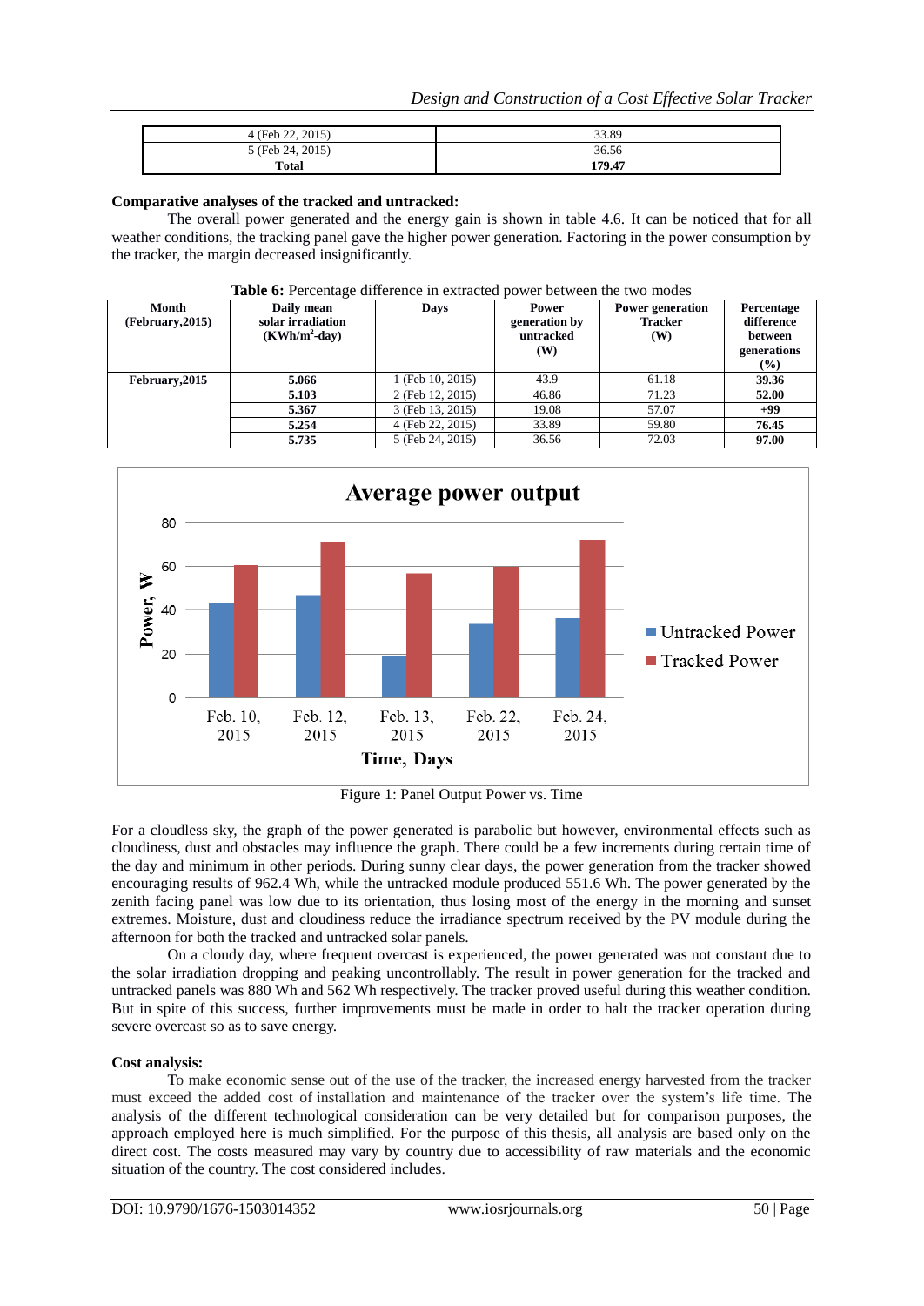| 4 (Feb 22, 2015) | 33.89 |
|---|---|
| 5 (Feb 24, 2015) | 36.56 |
| **Total** | **179.47** |

**Comparative analyses of the tracked and untracked:**

The overall power generated and the energy gain is shown in table 4.6. It can be noticed that for all weather conditions, the tracking panel gave the higher power generation. Factoring in the power consumption by the tracker, the margin decreased insignificantly.

**Table 6:** Percentage difference in extracted power between the two modes

| Month (February,2015) | Daily mean solar irradiation (KWh/m$^2$-day) | Days | Power generation by untracked (W) | Power generation Tracker (W) | Percentage difference between generations (%) |
|---|---|---|---|---|---|
| **February,2015** | **5.066** | 1 (Feb 10, 2015) | 43.9 | 61.18 | **39.36** |
| | **5.103** | 2 (Feb 12, 2015) | 46.86 | 71.23 | **52.00** |
| | **5.367** | 3 (Feb 13, 2015) | 19.08 | 57.07 | **+99** |
| | **5.254** | 4 (Feb 22, 2015) | 33.89 | 59.80 | **76.45** |
| | **5.735** | 5 (Feb 24, 2015) | 36.56 | 72.03 | **97.00** |

Figure 1: Panel Output Power vs. Time

For a cloudless sky, the graph of the power generated is parabolic but however, environmental effects such as cloudiness, dust and obstacles may influence the graph. There could be a few increments during certain time of the day and minimum in other periods. During sunny clear days, the power generation from the tracker showed encouraging results of 962.4 Wh, while the untracked module produced 551.6 Wh. The power generated by the zenith facing panel was low due to its orientation, thus losing most of the energy in the morning and sunset extremes. Moisture, dust and cloudiness reduce the irradiance spectrum received by the PV module during the afternoon for both the tracked and untracked solar panels.

On a cloudy day, where frequent severe overcast is experienced, the power generated was not constant due to the solar irradiation dropping and peaking uncontrollably. The result in power generation for the tracked and untracked panels was 880 Wh and 562 Wh respectively. The tracker proved useful during this weather condition. But in spite of this success, further improvements must be made in order to halt the tracker operation during severe overcast so as to save energy.

**Cost analysis:**

To make economic sense out of the use of the tracker, the increased energy harvested from the tracker must exceed the added cost of installation and maintenance of the tracker over the system's life time. The analysis of the different technological consideration can be very detailed but for comparison purposes, the approach employed here is much simplified. For the purpose of this thesis, all analysis are based only on the direct cost. The costs measured may vary by country due to accessibility of raw materials and the economic situation of the country. The cost considered includes.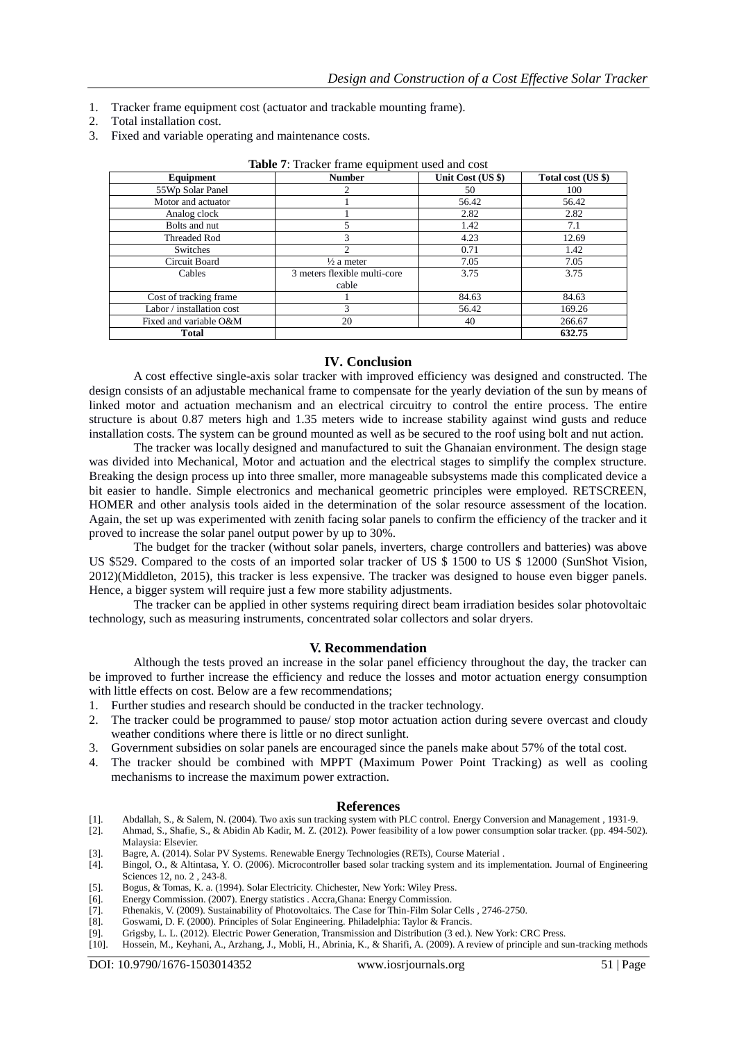1. Tracker frame equipment cost (actuator and trackable mounting frame).
2. Total installation cost.
3. Fixed and variable operating and maintenance costs.

**Table 7**: Tracker frame equipment used and cost

| Equipment | Number | Unit Cost (US $) | Total cost (US $) |
|---|---|---|---|
| 55Wp Solar Panel | 2 | 50 | 100 |
| Motor and actuator | 1 | 56.42 | 56.42 |
| Analog clock | 1 | 2.82 | 2.82 |
| Bolts and nut | 5 | 1.42 | 7.1 |
| Threaded Rod | 3 | 4.23 | 12.69 |
| Switches | 2 | 0.71 | 1.42 |
| Circuit Board | ½ a meter | 7.05 | 7.05 |
| Cables | 3 meters flexible multi-core cable | 3.75 | 3.75 |
| Cost of tracking frame | 1 | 84.63 | 84.63 |
| Labor / installation cost | 3 | 56.42 | 169.26 |
| Fixed and variable O&M | 20 | 40 | 266.67 |
| **Total** | | | **632.75** |

## IV. Conclusion

A cost effective single-axis solar tracker with improved efficiency was designed and constructed. The design consists of an adjustable mechanical frame to compensate for the yearly deviation of the sun by means of linked motor and actuation mechanism and an electrical circuitry to control the entire process. The entire structure is about 0.87 meters high and 1.35 meters wide to increase stability against wind gusts and reduce installation costs. The system can be ground mounted as well as be secured to the roof using bolt and nut action.

The tracker was locally designed and manufactured to suit the Ghanaian environment. The design stage was divided into Mechanical, Motor and actuation and the electrical stages to simplify the complex structure. Breaking the design process up into three smaller, more manageable subsystems made this complicated device a bit easier to handle. Simple electronics and mechanical geometric principles were employed. RETSCREEN, HOMER and other analysis tools aided in the determination of the solar resource assessment of the location. Again, the set up was experimented with zenith facing solar panels to confirm the efficiency of the tracker and it proved to increase the solar panel output power by up to 30%.

The budget for the tracker (without solar panels, inverters, charge controllers and batteries) was above US $529. Compared to the costs of an imported solar tracker of US $ 1500 to US $ 12000 (SunShot Vision, 2012)(Middleton, 2015), this tracker is less expensive. The tracker was designed to house even bigger panels. Hence, a bigger system will require just a few more stability adjustments.

The tracker can be applied in other systems requiring direct beam irradiation besides solar photovoltaic technology, such as measuring instruments, concentrated solar collectors and solar dryers.

## V. Recommendation

Although the tests proved an increase in the solar panel efficiency throughout the day, the tracker can be improved to further increase the efficiency and reduce the losses and motor actuation energy consumption with little effects on cost. Below are a few recommendations;

1. Further studies and research should be conducted in the tracker technology.
2. The tracker could be programmed to pause/ stop motor actuation action during severe overcast and cloudy weather conditions where there is little or no direct sunlight.
3. Government subsidies on solar panels are encouraged since the panels make about 57% of the total cost.
4. The tracker should be combined with MPPT (Maximum Power Point Tracking) as well as cooling mechanisms to increase the maximum power extraction.

## References

[1]. Abdallah, S., & Salem, N. (2004). Two axis sun tracking system with PLC control. Energy Conversion and Management , 1931-9.

[2]. Ahmad, S., Shafie, S., & Abidin Ab Kadir, M. Z. (2012). Power feasibility of a low power consumption solar tracker. (pp. 494-502). Malaysia: Elsevier.

[3]. Bagre, A. (2014). Solar PV Systems. Renewable Energy Technologies (RETs), Course Material .

[4]. Bingol, O., & Altintasa, Y. O. (2006). Microcontroller based solar tracking system and its implementation. Journal of Engineering Sciences 12, no. 2 , 243-8.

[5]. Bogus, & Tomas, K. a. (1994). Solar Electricity. Chichester, New York: Wiley Press.

[6]. Energy Commission. (2007). Energy statistics . Accra,Ghana: Energy Commission.

[7]. Fthenakis, V. (2009). Sustainability of Photovoltaics. The Case for Thin-Film Solar Cells , 2746-2750.

[8]. Goswami, D. F. (2000). Principles of Solar Engineering. Philadelphia: Taylor & Francis.

[9]. Grigsby, L. L. (2012). Electric Power Generation, Transmission and Distribution (3 ed.). New York: CRC Press.

[10]. Hossein, M., Keyhani, A., Arzhang, J., Mobli, H., Abrinia, K., & Sharifi, A. (2009). A review of principle and sun-tracking methods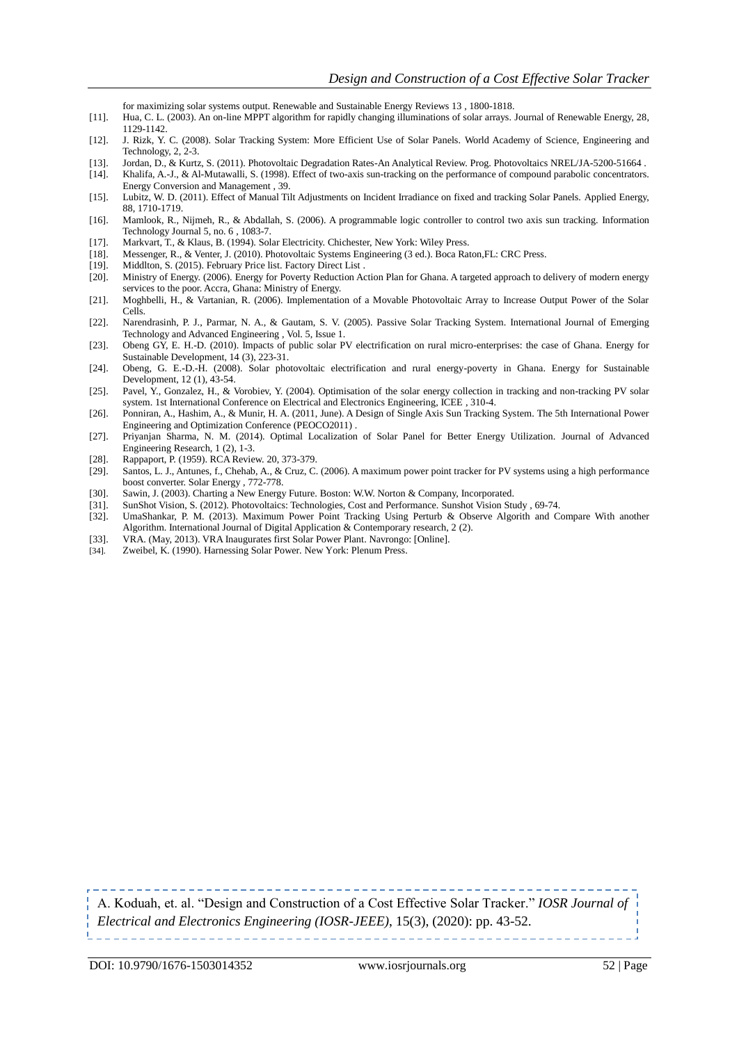for maximizing solar systems output. Renewable and Sustainable Energy Reviews 13 , 1800-1818.

[11]. Hua, C. L. (2003). An on-line MPPT algorithm for rapidly changing illuminations of solar arrays. Journal of Renewable Energy, 28, 1129-1142.

[12]. J. Rizk, Y. C. (2008). Solar Tracking System: More Efficient Use of Solar Panels. World Academy of Science, Engineering and Technology, 2, 2-3.

[13]. Jordan, D., & Kurtz, S. (2011). Photovoltaic Degradation Rates-An Analytical Review. Prog. Photovoltaics NREL/JA-5200-51664 .

[14]. Khalifa, A.-J., & Al-Mutawalli, S. (1998). Effect of two-axis sun-tracking on the performance of compound parabolic concentrators. Energy Conversion and Management , 39.

[15]. Lubitz, W. D. (2011). Effect of Manual Tilt Adjustments on Incident Irradiance on fixed and tracking Solar Panels. Applied Energy, 88, 1710-1719.

[16]. Mamlook, R., Nijmeh, R., & Abdallah, S. (2006). A programmable logic controller to control two axis sun tracking. Information Technology Journal 5, no. 6 , 1083-7.

[17]. Markvart, T., & Klaus, B. (1994). Solar Electricity. Chichester, New York: Wiley Press.

[18]. Messenger, R., & Venter, J. (2010). Photovoltaic Systems Engineering (3 ed.). Boca Raton,FL: CRC Press.

[19]. Middlton, S. (2015). February Price list. Factory Direct List .

[20]. Ministry of Energy. (2006). Energy for Poverty Reduction Action Plan for Ghana. A targeted approach to delivery of modern energy services to the poor. Accra, Ghana: Ministry of Energy.

[21]. Moghbelli, H., & Vartanian, R. (2006). Implementation of a Movable Photovoltaic Array to Increase Output Power of the Solar Cells.

[22]. Narendrasinh, P. J., Parmar, N. A., & Gautam, S. V. (2005). Passive Solar Tracking System. International Journal of Emerging Technology and Advanced Engineering , Vol. 5, Issue 1.

[23]. Obeng GY, E. H.-D. (2010). Impacts of public solar PV electrification on rural micro-enterprises: the case of Ghana. Energy for Sustainable Development, 14 (3), 223-31.

[24]. Obeng, G. E.-D.-H. (2008). Solar photovoltaic electrification and rural energy-poverty in Ghana. Energy for Sustainable Development, 12 (1), 43-54.

[25]. Pavel, Y., Gonzalez, H., & Vorobiev, Y. (2004). Optimisation of the solar energy collection in tracking and non-tracking PV solar system. 1st International Conference on Electrical and Electronics Engineering, ICEE , 310-4.

[26]. Ponniran, A., Hashim, A., & Munir, H. A. (2011, June). A Design of Single Axis Sun Tracking System. The 5th International Power Engineering and Optimization Conference (PEOCO2011) .

[27]. Priyanjan Sharma, N. M. (2014). Optimal Localization of Solar Panel for Better Energy Utilization. Journal of Advanced Engineering Research, 1 (2), 1-3.

[28]. Rappaport, P. (1959). RCA Review. 20, 373-379.

[29]. Santos, L. J., Antunes, f., Chehab, A., & Cruz, C. (2006). A maximum power point tracker for PV systems using a high performance boost converter. Solar Energy , 772-778.

[30]. Sawin, J. (2003). Charting a New Energy Future. Boston: W.W. Norton & Company, Incorporated.

[31]. SunShot Vision, S. (2012). Photovoltaics: Technologies, Cost and Performance. Sunshot Vision Study , 69-74.

[32]. UmaShankar, P. M. (2013). Maximum Power Point Tracking Using Perturb & Observe Algorith and Compare With another Algorithm. International Journal of Digital Application & Contemporary research, 2 (2).

[33]. VRA. (May, 2013). VRA Inaugurates first Solar Power Plant. Navrongo: [Online].

[34]. Zweibel, K. (1990). Harnessing Solar Power. New York: Plenum Press.

A. Koduah, et. al. "Design and Construction of a Cost Effective Solar Tracker." *IOSR Journal of Electrical and Electronics Engineering (IOSR-JEEE)*, 15(3), (2020): pp. 43-52.